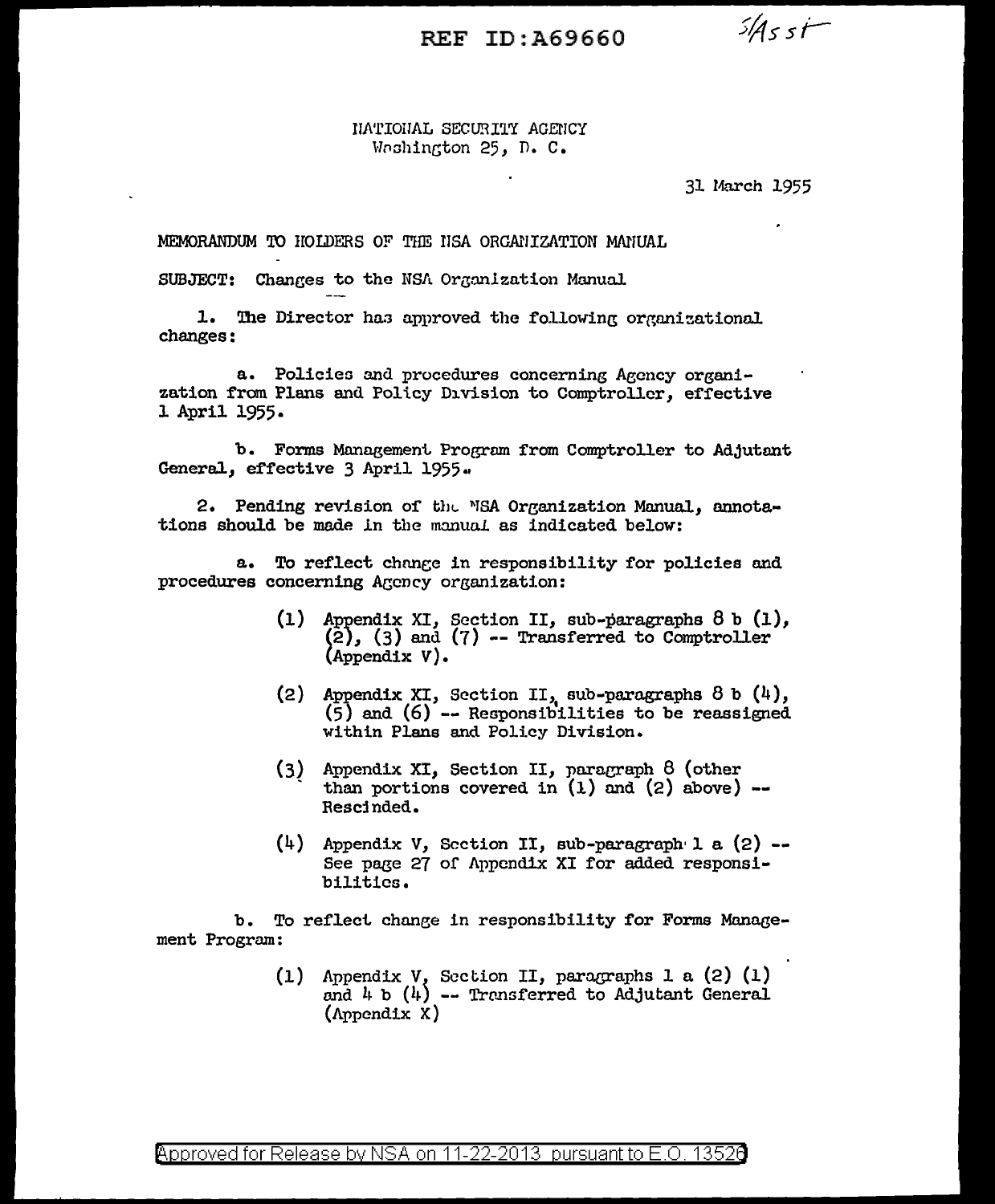REF ID:A69660

S/Asst

NATIONAL SECURITY AGENCY
Washington 25, D. C.

31 March 1955

MEMORANDUM TO HOLDERS OF THE NSA ORGANIZATION MANUAL

SUBJECT: Changes to the NSA Organization Manual

1. The Director has approved the following organizational changes:

a. Policies and procedures concerning Agency organization from Plans and Policy Division to Comptroller, effective 1 April 1955.

b. Forms Management Program from Comptroller to Adjutant General, effective 3 April 1955.

2. Pending revision of the NSA Organization Manual, annotations should be made in the manual as indicated below:

a. To reflect change in responsibility for policies and procedures concerning Agency organization:

(1) Appendix XI, Section II, sub-paragraphs 8 b (1), (2), (3) and (7) -- Transferred to Comptroller (Appendix V).

(2) Appendix XI, Section II, sub-paragraphs 8 b (4), (5) and (6) -- Responsibilities to be reassigned within Plans and Policy Division.

(3) Appendix XI, Section II, paragraph 8 (other than portions covered in (1) and (2) above) -- Rescinded.

(4) Appendix V, Section II, sub-paragraph 1 a (2) -- See page 27 of Appendix XI for added responsibilities.

b. To reflect change in responsibility for Forms Management Program:

(1) Appendix V, Section II, paragraphs 1 a (2) (1) and 4 b (4) -- Transferred to Adjutant General (Appendix X)

Approved for Release by NSA on 11-22-2013 pursuant to E.O. 13526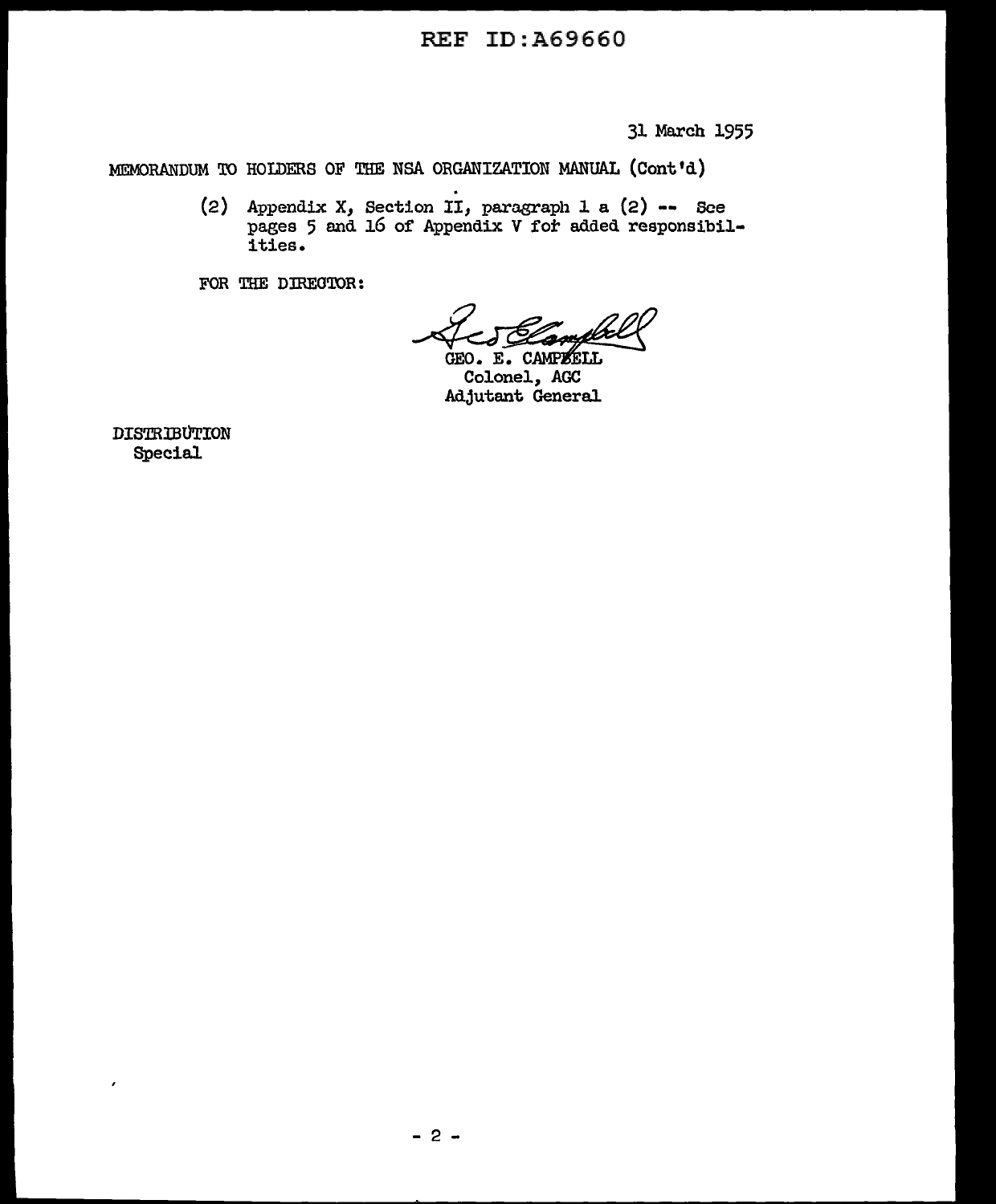31 March 1955

MEMORANDUM TO HOLDERS OF THE NSA ORGANIZATION MANUAL (Cont'd)

(2) Appendix X, Section II, paragraph 1 a (2) -- See pages 5 and 16 of Appendix V for added responsibilities.

FOR THE DIRECTOR:

GEO. E. CAMPBELL
Colonel, AGC
Adjutant General

DISTRIBUTION
Special